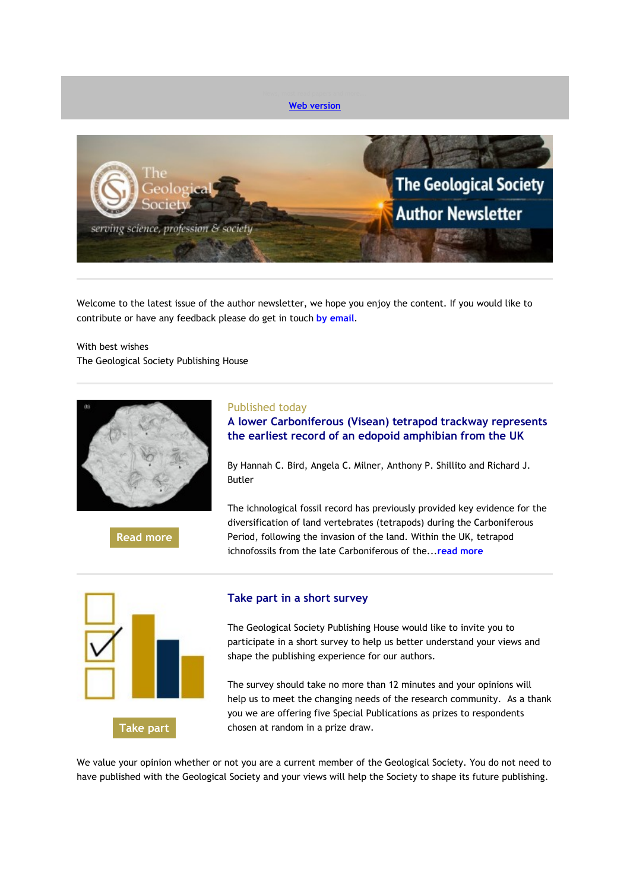Web version

# The Geological Society Author Newsletter

Welcome to the latest issue of the author newsletter, we hope you enjoy the content. If you would like to contribute or have any feedback please do get in touch by email.

With best wishes
The Geological Society Publishing House

Read more

Published today

## A lower Carboniferous (Visean) tetrapod trackway represents the earliest record of an edopoid amphibian from the UK

By Hannah C. Bird, Angela C. Milner, Anthony P. Shillito and Richard J. Butler

The ichnological fossil record has previously provided key evidence for the diversification of land vertebrates (tetrapods) during the Carboniferous Period, following the invasion of the land. Within the UK, tetrapod ichnofossils from the late Carboniferous of the...read more

Take part

## Take part in a short survey

The Geological Society Publishing House would like to invite you to participate in a short survey to help us better understand your views and shape the publishing experience for our authors.

The survey should take no more than 12 minutes and your opinions will help us to meet the changing needs of the research community. As a thank you we are offering five Special Publications as prizes to respondents chosen at random in a prize draw.

We value your opinion whether or not you are a current member of the Geological Society. You do not need to have published with the Geological Society and your views will help the Society to shape its future publishing.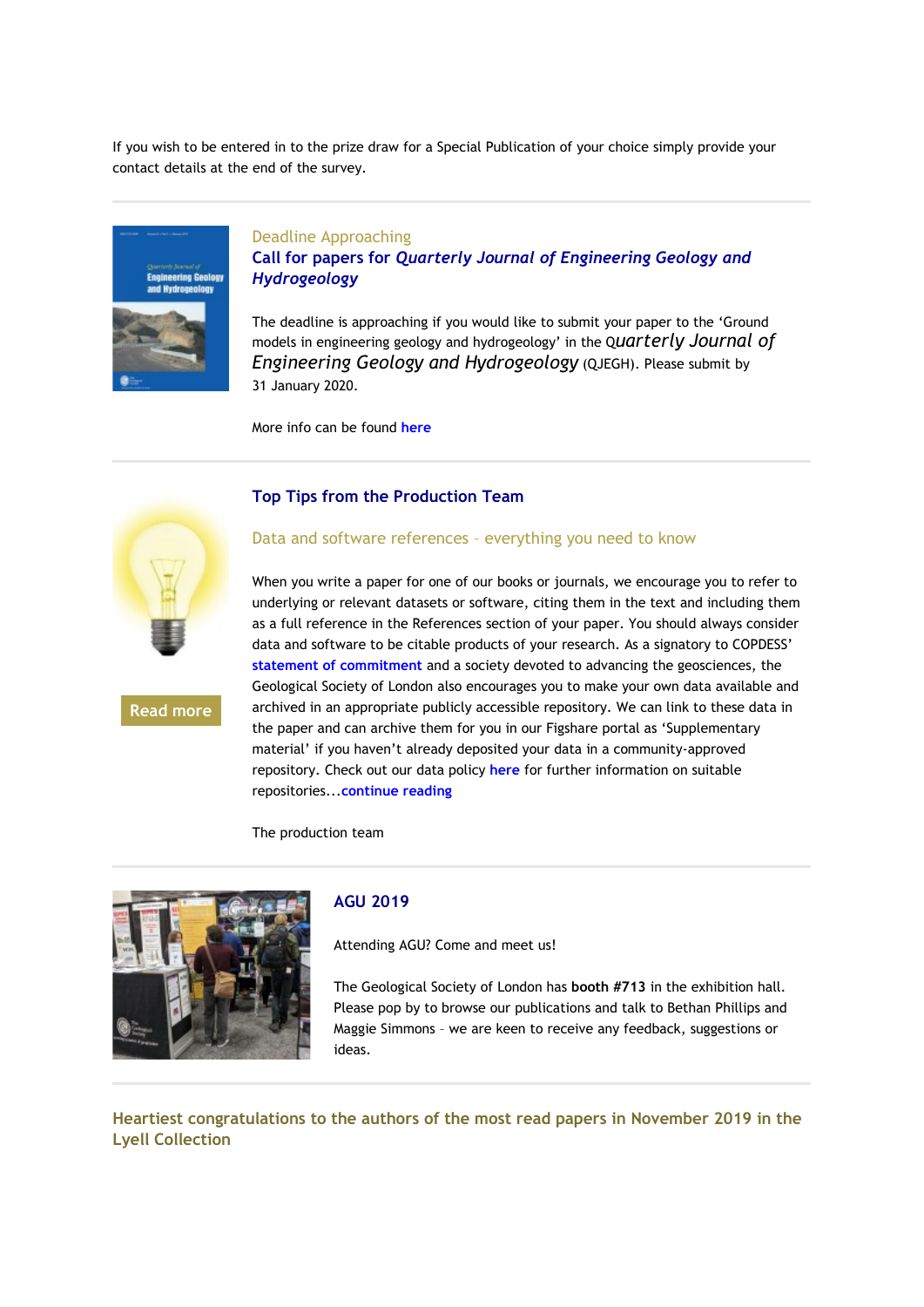If you wish to be entered in to the prize draw for a Special Publication of your choice simply provide your contact details at the end of the survey.

---

Deadline Approaching

## Call for papers for *Quarterly Journal of Engineering Geology and Hydrogeology*

The deadline is approaching if you would like to submit your paper to the 'Ground models in engineering geology and hydrogeology' in the *Quarterly Journal of Engineering Geology and Hydrogeology* (QJEGH). Please submit by 31 January 2020.

More info can be found **here**

---

## Top Tips from the Production Team

### Data and software references – everything you need to know

When you write a paper for one of our books or journals, we encourage you to refer to underlying or relevant datasets or software, citing them in the text and including them as a full reference in the References section of your paper. You should always consider data and software to be citable products of your research. As a signatory to COPDESS' **statement of commitment** and a society devoted to advancing the geosciences, the Geological Society of London also encourages you to make your own data available and archived in an appropriate publicly accessible repository. We can link to these data in the paper and can archive them for you in our Figshare portal as 'Supplementary material' if you haven't already deposited your data in a community-approved repository. Check out our data policy **here** for further information on suitable repositories...**continue reading**

The production team

Read more

---

## AGU 2019

Attending AGU? Come and meet us!

The Geological Society of London has **booth #713** in the exhibition hall. Please pop by to browse our publications and talk to Bethan Phillips and Maggie Simmons – we are keen to receive any feedback, suggestions or ideas.

---

## Heartiest congratulations to the authors of the most read papers in November 2019 in the Lyell Collection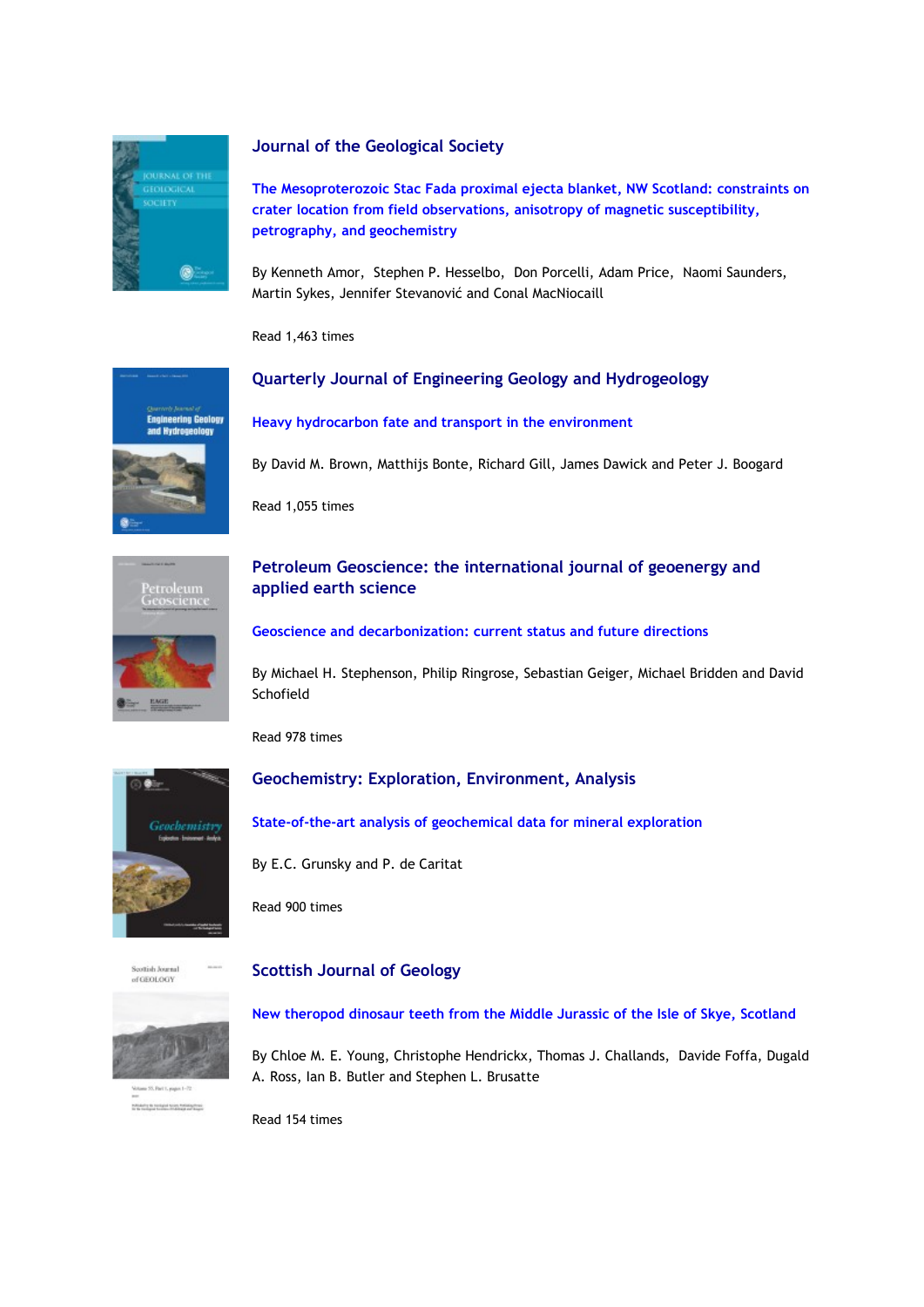## Journal of the Geological Society

**The Mesoproterozoic Stac Fada proximal ejecta blanket, NW Scotland: constraints on crater location from field observations, anisotropy of magnetic susceptibility, petrography, and geochemistry**

By Kenneth Amor, Stephen P. Hesselbo, Don Porcelli, Adam Price, Naomi Saunders, Martin Sykes, Jennifer Stevanović and Conal MacNiocaill

Read 1,463 times

## Quarterly Journal of Engineering Geology and Hydrogeology

**Heavy hydrocarbon fate and transport in the environment**

By David M. Brown, Matthijs Bonte, Richard Gill, James Dawick and Peter J. Boogard

Read 1,055 times

## Petroleum Geoscience: the international journal of geoenergy and applied earth science

**Geoscience and decarbonization: current status and future directions**

By Michael H. Stephenson, Philip Ringrose, Sebastian Geiger, Michael Bridden and David Schofield

Read 978 times

## Geochemistry: Exploration, Environment, Analysis

**State-of-the-art analysis of geochemical data for mineral exploration**

By E.C. Grunsky and P. de Caritat

Read 900 times

## Scottish Journal of Geology

**New theropod dinosaur teeth from the Middle Jurassic of the Isle of Skye, Scotland**

By Chloe M. E. Young, Christophe Hendrickx, Thomas J. Challands, Davide Foffa, Dugald A. Ross, Ian B. Butler and Stephen L. Brusatte

Read 154 times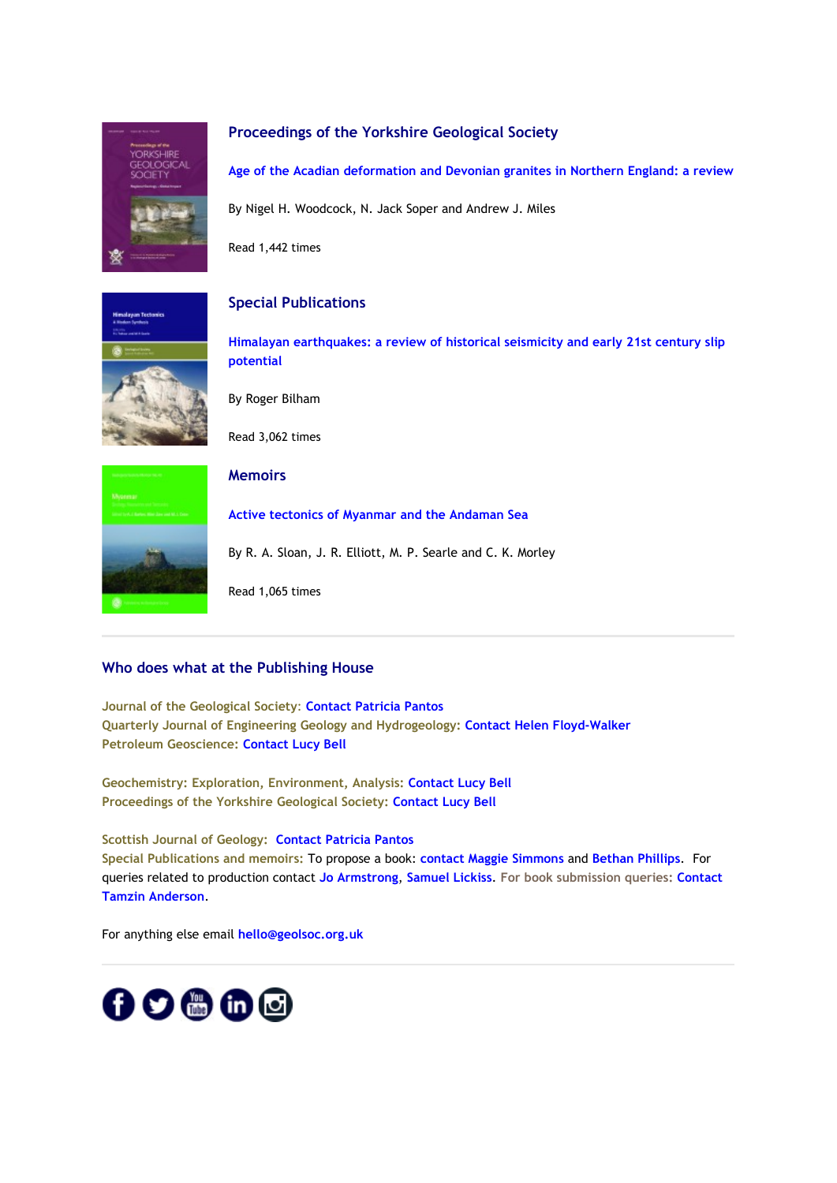### Proceedings of the Yorkshire Geological Society

**Age of the Acadian deformation and Devonian granites in Northern England: a review**

By Nigel H. Woodcock, N. Jack Soper and Andrew J. Miles

Read 1,442 times

### Special Publications

**Himalayan earthquakes: a review of historical seismicity and early 21st century slip potential**

By Roger Bilham

Read 3,062 times

### Memoirs

**Active tectonics of Myanmar and the Andaman Sea**

By R. A. Sloan, J. R. Elliott, M. P. Searle and C. K. Morley

Read 1,065 times

---

## Who does what at the Publishing House

Journal of the Geological Society: Contact Patricia Pantos
Quarterly Journal of Engineering Geology and Hydrogeology: Contact Helen Floyd-Walker
Petroleum Geoscience: Contact Lucy Bell

Geochemistry: Exploration, Environment, Analysis: Contact Lucy Bell
Proceedings of the Yorkshire Geological Society: Contact Lucy Bell

Scottish Journal of Geology: Contact Patricia Pantos
Special Publications and memoirs: To propose a book: contact Maggie Simmons and Bethan Phillips. For queries related to production contact Jo Armstrong, Samuel Lickiss. For book submission queries: Contact Tamzin Anderson.

For anything else email hello@geolsoc.org.uk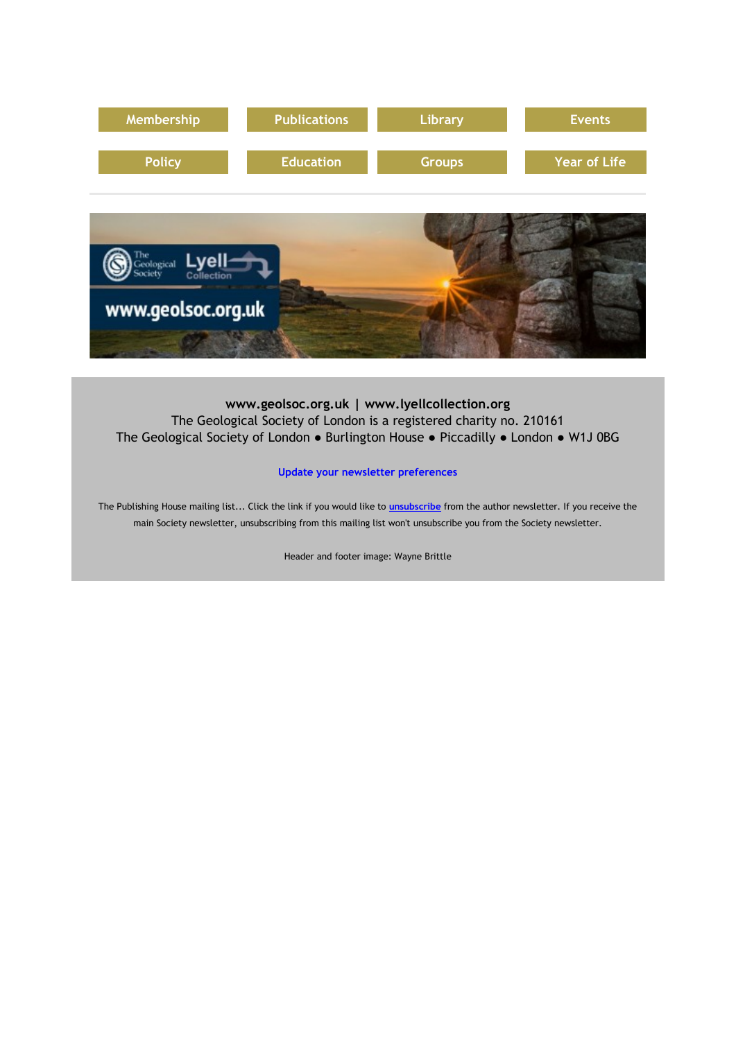Membership | Publications | Library | Events

Policy | Education | Groups | Year of Life

**www.geolsoc.org.uk | www.lyellcollection.org**

The Geological Society of London is a registered charity no. 210161

The Geological Society of London • Burlington House • Piccadilly • London • W1J 0BG

**Update your newsletter preferences**

The Publishing House mailing list... Click the link if you would like to **unsubscribe** from the author newsletter. If you receive the main Society newsletter, unsubscribing from this mailing list won't unsubscribe you from the Society newsletter.

Header and footer image: Wayne Brittle